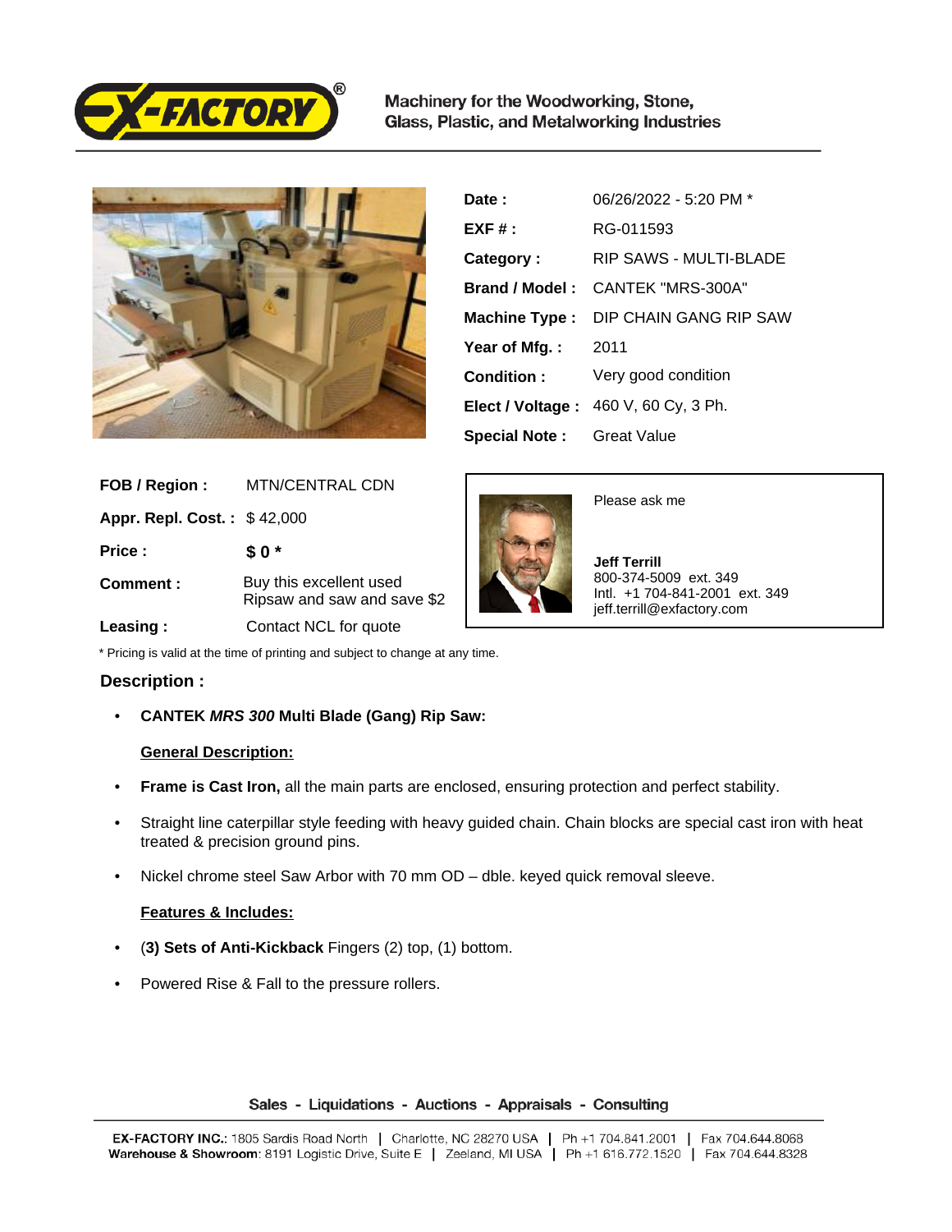Machinery for the Woodworking, Stone, Glass, Plastic, and Metalworking Industries

| | |
|---|---|
| **Date :** | 06/26/2022 - 5:20 PM * |
| **EXF # :** | RG-011593 |
| **Category :** | RIP SAWS - MULTI-BLADE |
| **Brand / Model :** | CANTEK "MRS-300A" |
| **Machine Type :** | DIP CHAIN GANG RIP SAW |
| **Year of Mfg. :** | 2011 |
| **Condition :** | Very good condition |
| **Elect / Voltage :** | 460 V, 60 Cy, 3 Ph. |
| **Special Note :** | Great Value |

| | |
|---|---|
| **FOB / Region :** | MTN/CENTRAL CDN |
| **Appr. Repl. Cost. :** | $ 42,000 |
| **Price :** | **$ 0 *** |
| **Comment :** | Buy this excellent used Ripsaw and saw and save $2 |
| **Leasing :** | Contact NCL for quote |

Please ask me

**Jeff Terrill**
800-374-5009 ext. 349
Intl. +1 704-841-2001 ext. 349
jeff.terrill@exfactory.com

* Pricing is valid at the time of printing and subject to change at any time.

### Description :

- **CANTEK *MRS 300* Multi Blade (Gang) Rip Saw:**

**General Description:**

- **Frame is Cast Iron,** all the main parts are enclosed, ensuring protection and perfect stability.
- Straight line caterpillar style feeding with heavy guided chain. Chain blocks are special cast iron with heat treated & precision ground pins.
- Nickel chrome steel Saw Arbor with 70 mm OD – dble. keyed quick removal sleeve.

**Features & Includes:**

- (**3) Sets of Anti-Kickback** Fingers (2) top, (1) bottom.
- Powered Rise & Fall to the pressure rollers.

Sales - Liquidations - Auctions - Appraisals - Consulting

**EX-FACTORY INC.**: 1805 Sardis Road North | Charlotte, NC 28270 USA | Ph +1 704.841.2001 | Fax 704.644.8068
**Warehouse & Showroom**: 8191 Logistic Drive, Suite E | Zeeland, MI USA | Ph +1 616.772.1520 | Fax 704.644.8328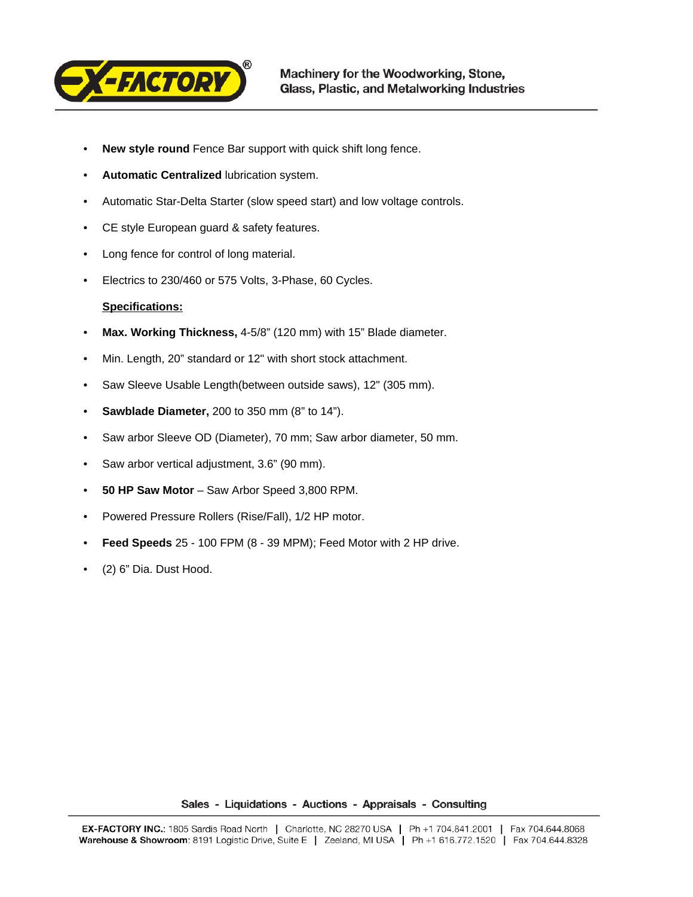- **New style round** Fence Bar support with quick shift long fence.
- **Automatic Centralized** lubrication system.
- Automatic Star-Delta Starter (slow speed start) and low voltage controls.
- CE style European guard & safety features.
- Long fence for control of long material.
- Electrics to 230/460 or 575 Volts, 3-Phase, 60 Cycles.

**Specifications:**

- **Max. Working Thickness,** 4-5/8" (120 mm) with 15" Blade diameter.
- Min. Length, 20" standard or 12" with short stock attachment.
- Saw Sleeve Usable Length(between outside saws), 12" (305 mm).
- **Sawblade Diameter,** 200 to 350 mm (8" to 14").
- Saw arbor Sleeve OD (Diameter), 70 mm; Saw arbor diameter, 50 mm.
- Saw arbor vertical adjustment, 3.6" (90 mm).
- **50 HP Saw Motor** – Saw Arbor Speed 3,800 RPM.
- Powered Pressure Rollers (Rise/Fall), 1/2 HP motor.
- **Feed Speeds** 25 - 100 FPM (8 - 39 MPM); Feed Motor with 2 HP drive.
- (2) 6" Dia. Dust Hood.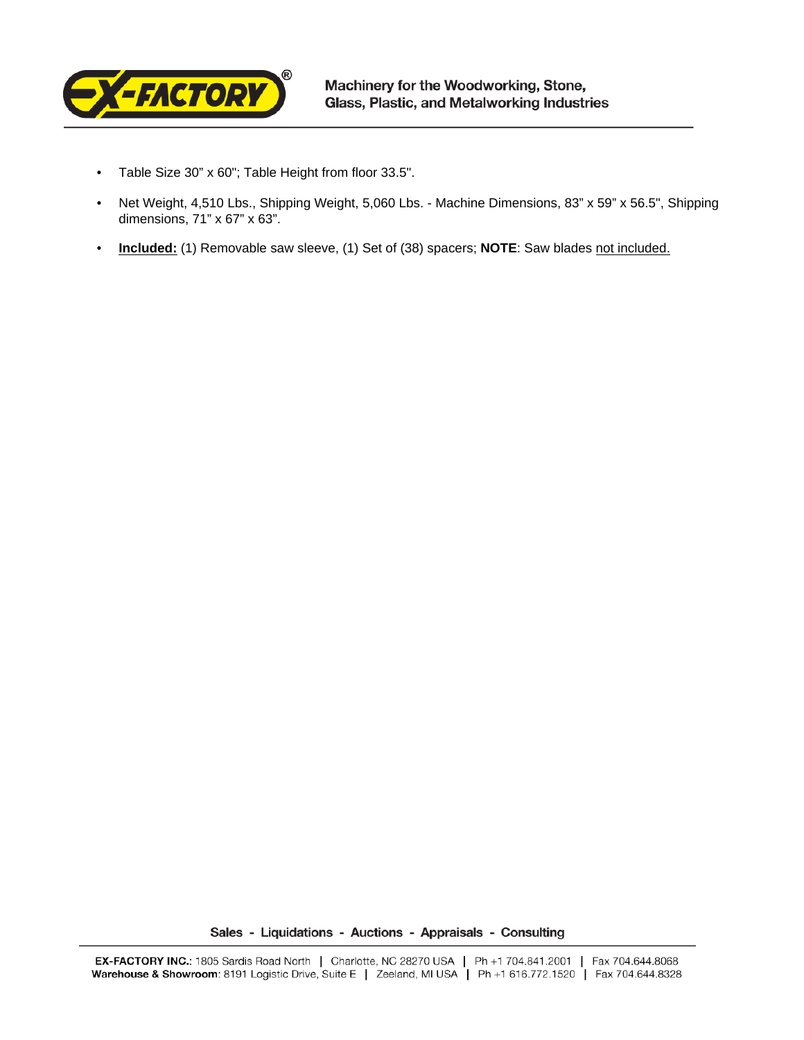- Table Size 30" x 60"; Table Height from floor 33.5".
- Net Weight, 4,510 Lbs., Shipping Weight, 5,060 Lbs. - Machine Dimensions, 83" x 59" x 56.5", Shipping dimensions, 71" x 67" x 63".
- **Included:** (1) Removable saw sleeve, (1) Set of (38) spacers; **NOTE**: Saw blades not included.